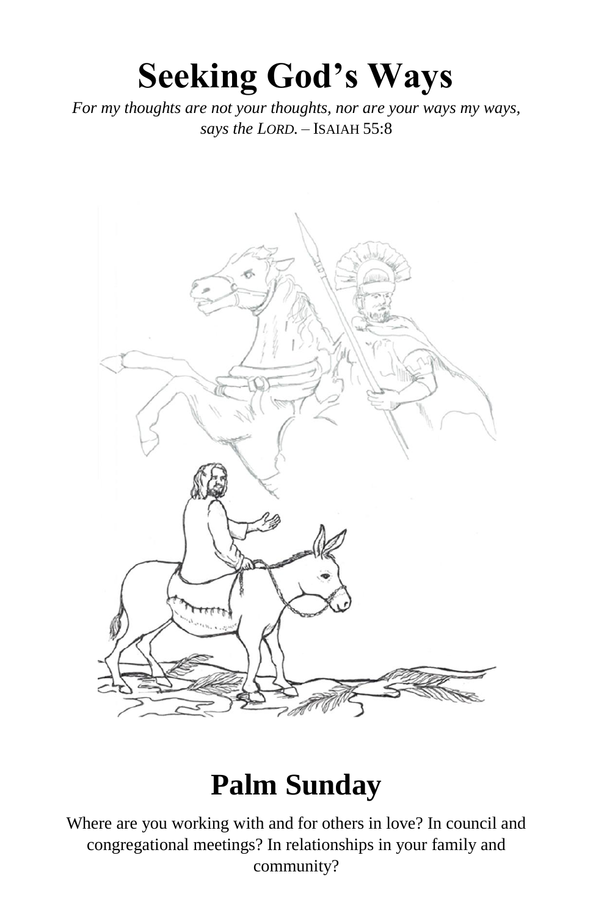# Seeking God's Ways

*For my thoughts are not your thoughts, nor are your ways my ways, says the LORD.* – ISAIAH 55:8

## Palm Sunday

Where are you working with and for others in love? In council and congregational meetings? In relationships in your family and community?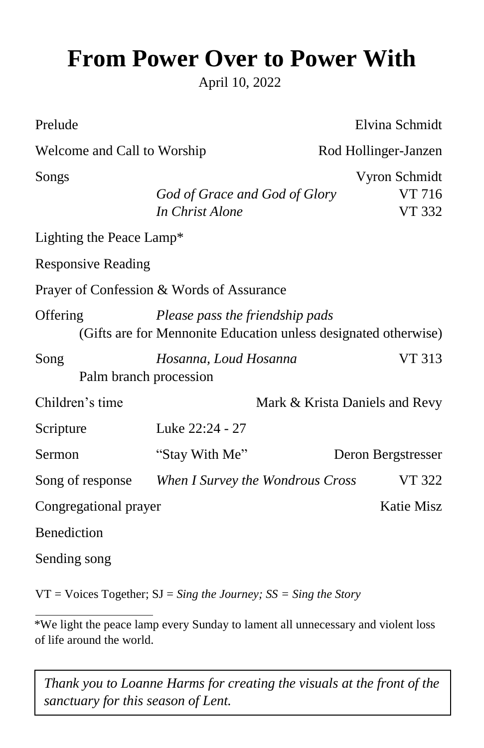# From Power Over to Power With

April 10, 2022

| | | | |
|---|---|---|---|
| Prelude | | Elvina Schmidt | |
| Welcome and Call to Worship | | Rod Hollinger-Janzen | |
| Songs | | Vyron Schmidt | |
| | *God of Grace and God of Glory* | | VT 716 |
| | *In Christ Alone* | | VT 332 |
| Lighting the Peace Lamp* | | | |
| Responsive Reading | | | |
| Prayer of Confession & Words of Assurance | | | |
| Offering | *Please pass the friendship pads* | | |
| | (Gifts are for Mennonite Education unless designated otherwise) | | |
| Song | *Hosanna, Loud Hosanna* | | VT 313 |
| | Palm branch procession | | |
| Children's time | | Mark & Krista Daniels and Revy | |
| Scripture | Luke 22:24 - 27 | | |
| Sermon | "Stay With Me" | Deron Bergstresser | |
| Song of response | *When I Survey the Wondrous Cross* | | VT 322 |
| Congregational prayer | | Katie Misz | |
| Benediction | | | |
| Sending song | | | |

VT = Voices Together; SJ = *Sing the Journey; SS = Sing the Story*

---

*We light the peace lamp every Sunday to lament all unnecessary and violent loss of life around the world.

*Thank you to Loanne Harms for creating the visuals at the front of the sanctuary for this season of Lent.*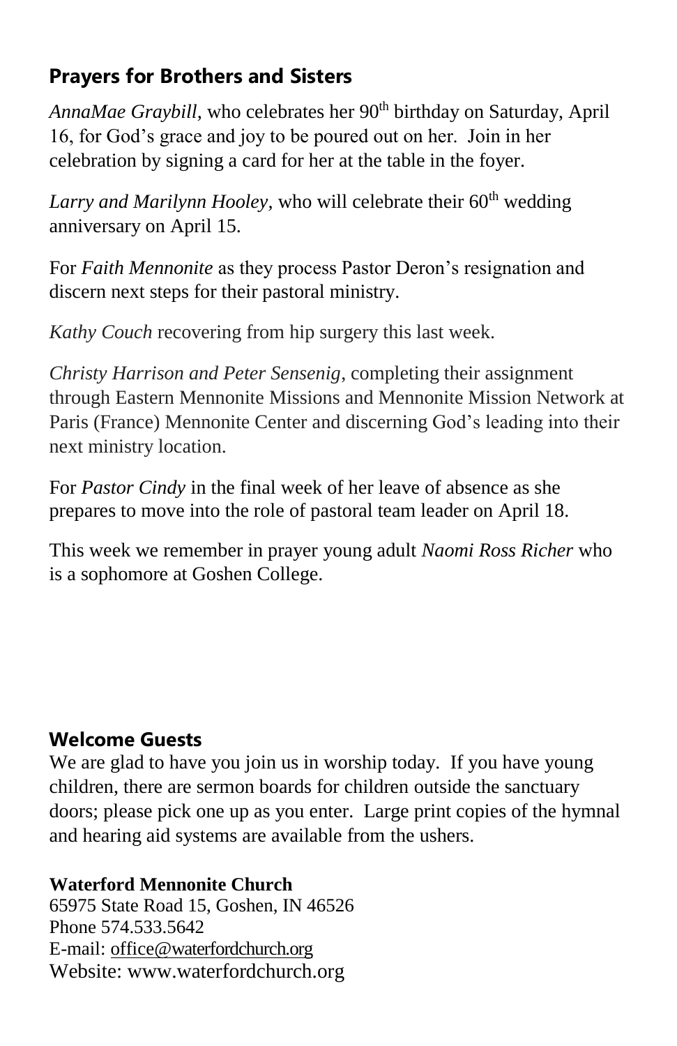## Prayers for Brothers and Sisters

*AnnaMae Graybill*, who celebrates her 90th birthday on Saturday, April 16, for God's grace and joy to be poured out on her. Join in her celebration by signing a card for her at the table in the foyer.

*Larry and Marilynn Hooley*, who will celebrate their 60th wedding anniversary on April 15.

For *Faith Mennonite* as they process Pastor Deron's resignation and discern next steps for their pastoral ministry.

*Kathy Couch* recovering from hip surgery this last week.

*Christy Harrison and Peter Sensenig*, completing their assignment through Eastern Mennonite Missions and Mennonite Mission Network at Paris (France) Mennonite Center and discerning God's leading into their next ministry location.

For *Pastor Cindy* in the final week of her leave of absence as she prepares to move into the role of pastoral team leader on April 18.

This week we remember in prayer young adult *Naomi Ross Richer* who is a sophomore at Goshen College.

## Welcome Guests

We are glad to have you join us in worship today. If you have young children, there are sermon boards for children outside the sanctuary doors; please pick one up as you enter. Large print copies of the hymnal and hearing aid systems are available from the ushers.

**Waterford Mennonite Church**
65975 State Road 15, Goshen, IN 46526
Phone 574.533.5642
E-mail: office@waterfordchurch.org
Website: www.waterfordchurch.org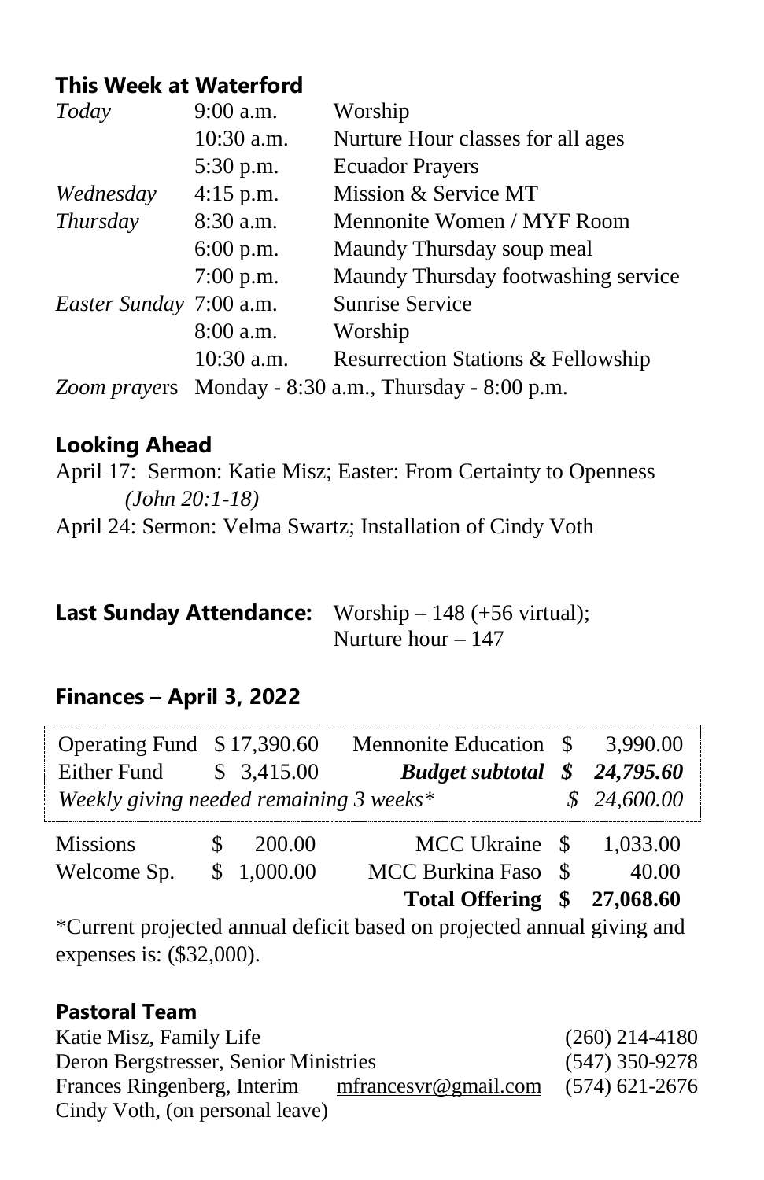## This Week at Waterford

| | | |
|---|---|---|
| *Today* | 9:00 a.m. | Worship |
| | 10:30 a.m. | Nurture Hour classes for all ages |
| | 5:30 p.m. | Ecuador Prayers |
| *Wednesday* | 4:15 p.m. | Mission & Service MT |
| *Thursday* | 8:30 a.m. | Mennonite Women / MYF Room |
| | 6:00 p.m. | Maundy Thursday soup meal |
| | 7:00 p.m. | Maundy Thursday footwashing service |
| *Easter Sunday* | 7:00 a.m. | Sunrise Service |
| | 8:00 a.m. | Worship |
| | 10:30 a.m. | Resurrection Stations & Fellowship |

*Zoom prayer*s Monday - 8:30 a.m., Thursday - 8:00 p.m.

## Looking Ahead

April 17: Sermon: Katie Misz; Easter: From Certainty to Openness *(John 20:1-18)*

April 24: Sermon: Velma Swartz; Installation of Cindy Voth

**Last Sunday Attendance:** Worship – 148 (+56 virtual); Nurture hour – 147

## Finances – April 3, 2022

| | | | |
|---|---|---|---|
| Operating Fund | $ 17,390.60 | Mennonite Education | $ 3,990.00 |
| Either Fund | $ 3,415.00 | ***Budget subtotal*** | ***$ 24,795.60*** |
| *Weekly giving needed remaining 3 weeks** | | | *$ 24,600.00* |
| Missions | $ 200.00 | MCC Ukraine | $ 1,033.00 |
| Welcome Sp. | $ 1,000.00 | MCC Burkina Faso | $ 40.00 |
| | | **Total Offering** | **$ 27,068.60** |

*Current projected annual deficit based on projected annual giving and expenses is: ($32,000).

## Pastoral Team

| | | |
|---|---|---|
| Katie Misz, Family Life | | (260) 214-4180 |
| Deron Bergstresser, Senior Ministries | | (547) 350-9278 |
| Frances Ringenberg, Interim | mfrancesvr@gmail.com | (574) 621-2676 |
| Cindy Voth, (on personal leave) | | |